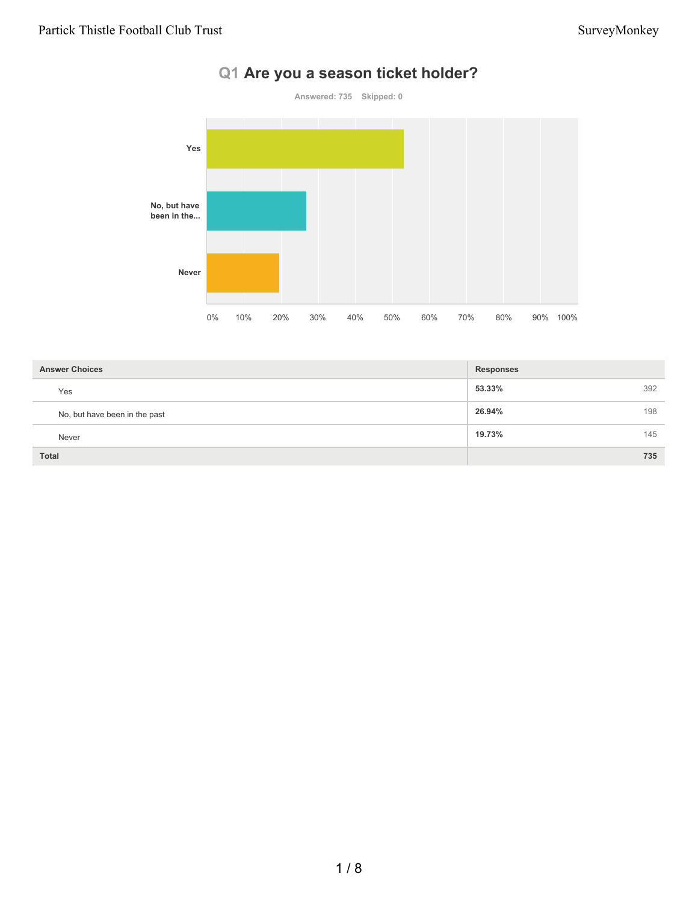# Q1 Are you a season ticket holder?

Answered: 735 Skipped: 0

| Answer Choices | Responses | |
|---|---|---|
| Yes | 53.33% | 392 |
| No, but have been in the past | 26.94% | 198 |
| Never | 19.73% | 145 |
| **Total** | | **735** |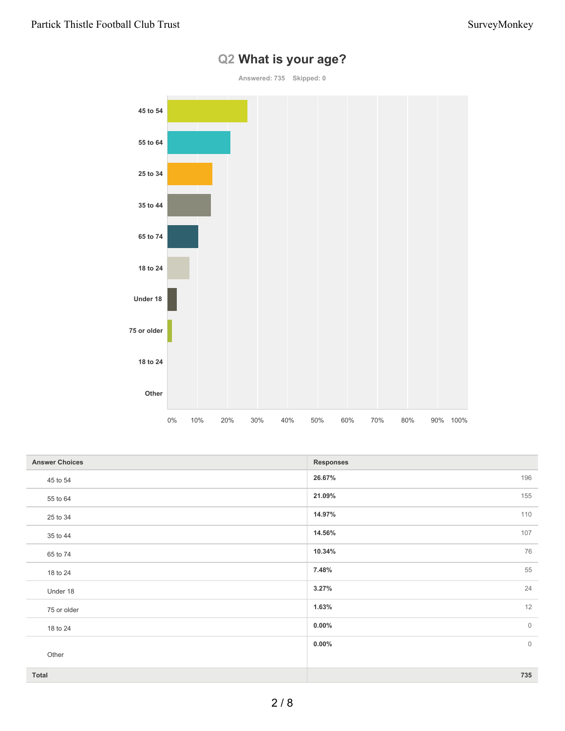## Q2 What is your age?

Answered: 735 Skipped: 0

| Answer Choices | Responses | |
|---|---|---|
| 45 to 54 | 26.67% | 196 |
| 55 to 64 | 21.09% | 155 |
| 25 to 34 | 14.97% | 110 |
| 35 to 44 | 14.56% | 107 |
| 65 to 74 | 10.34% | 76 |
| 18 to 24 | 7.48% | 55 |
| Under 18 | 3.27% | 24 |
| 75 or older | 1.63% | 12 |
| 18 to 24 | 0.00% | 0 |
| Other | 0.00% | 0 |
| **Total** | | **735** |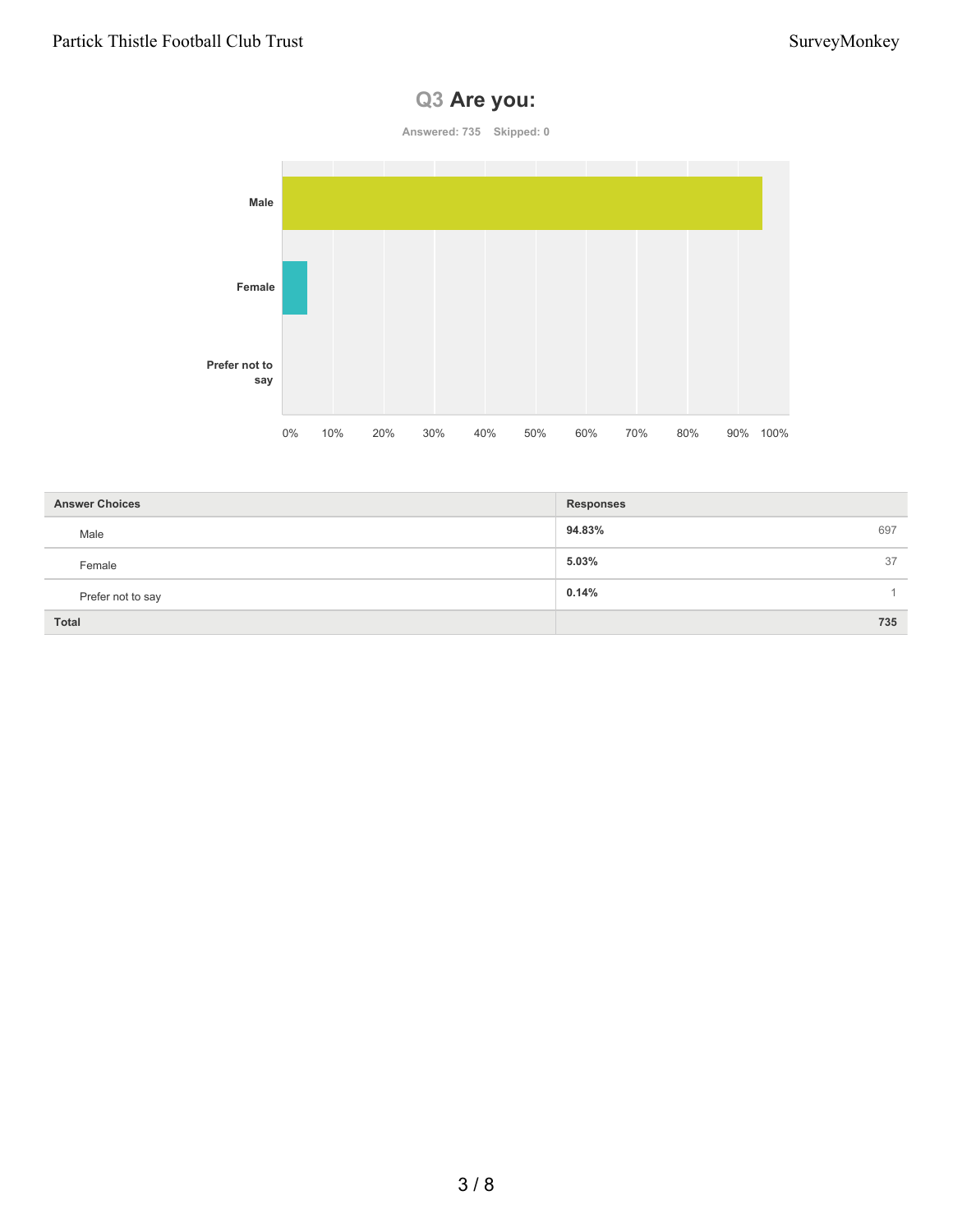## Q3 Are you:

Answered: 735 Skipped: 0

| Answer Choices | Responses | |
|---|---|---|
| Male | 94.83% | 697 |
| Female | 5.03% | 37 |
| Prefer not to say | 0.14% | 1 |
| Total | | 735 |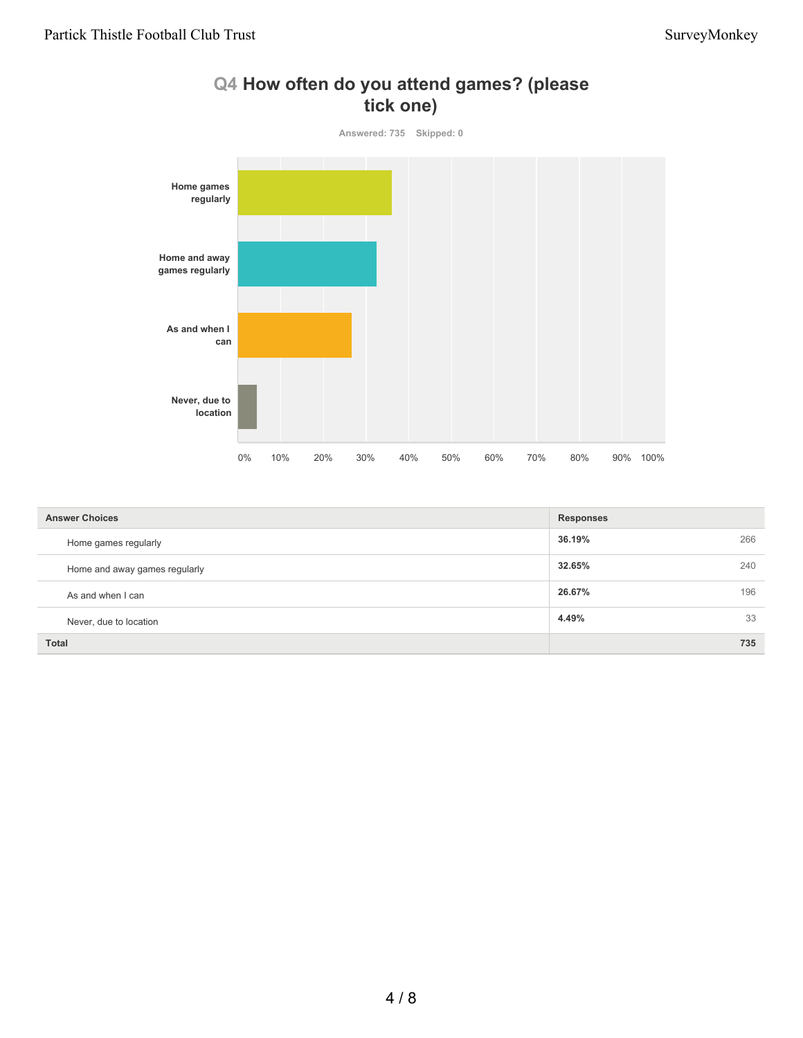## Q4 How often do you attend games? (please tick one)

Answered: 735 Skipped: 0

| Answer Choices | Responses | |
|---|---|---|
| Home games regularly | **36.19%** | 266 |
| Home and away games regularly | **32.65%** | 240 |
| As and when I can | **26.67%** | 196 |
| Never, due to location | **4.49%** | 33 |
| **Total** | | **735** |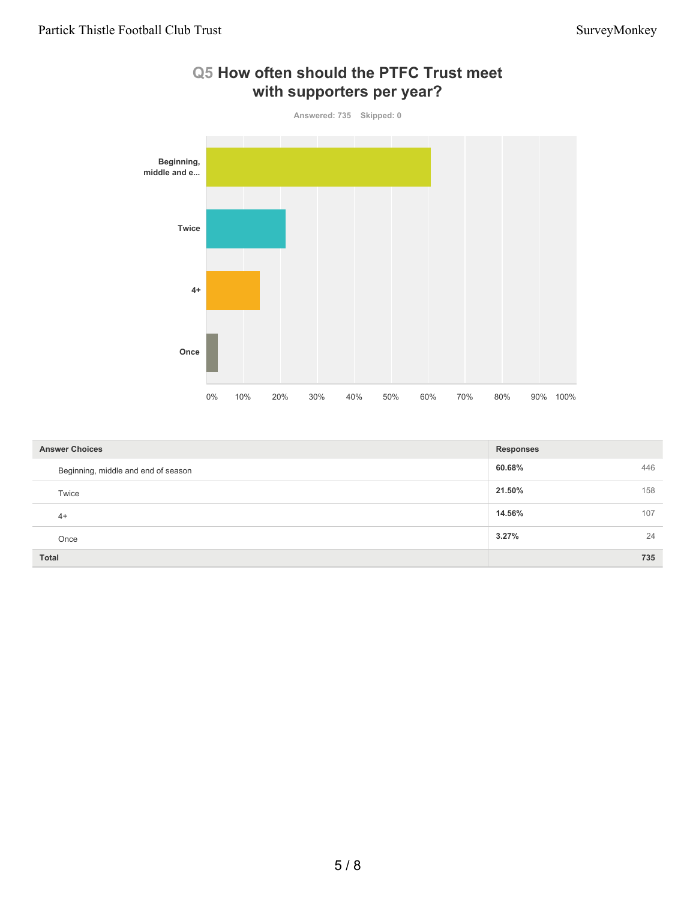## Q5 How often should the PTFC Trust meet with supporters per year?

Answered: 735 Skipped: 0

| Answer Choices | Responses | |
|---|---|---|
| Beginning, middle and end of season | 60.68% | 446 |
| Twice | 21.50% | 158 |
| 4+ | 14.56% | 107 |
| Once | 3.27% | 24 |
| **Total** | | **735** |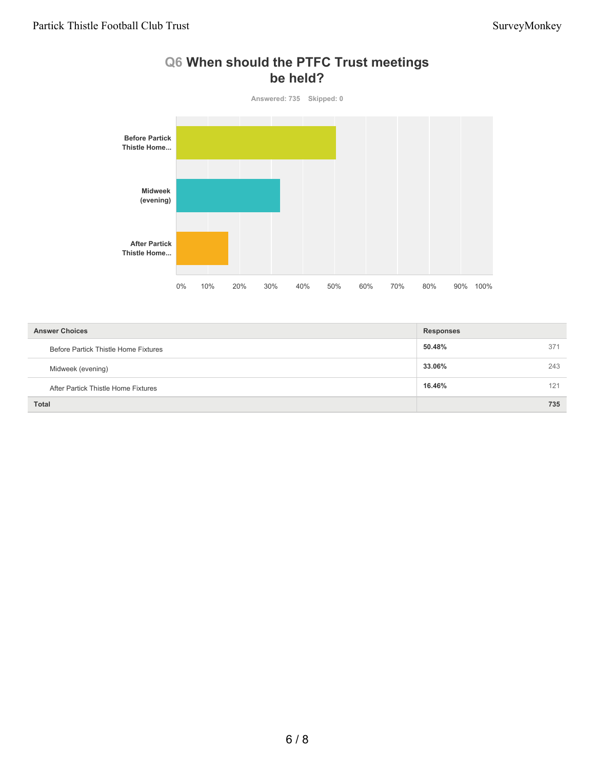## Q6 When should the PTFC Trust meetings be held?

Answered: 735 Skipped: 0

| Answer Choices | Responses | |
|---|---|---|
| Before Partick Thistle Home Fixtures | 50.48% | 371 |
| Midweek (evening) | 33.06% | 243 |
| After Partick Thistle Home Fixtures | 16.46% | 121 |
| **Total** | | **735** |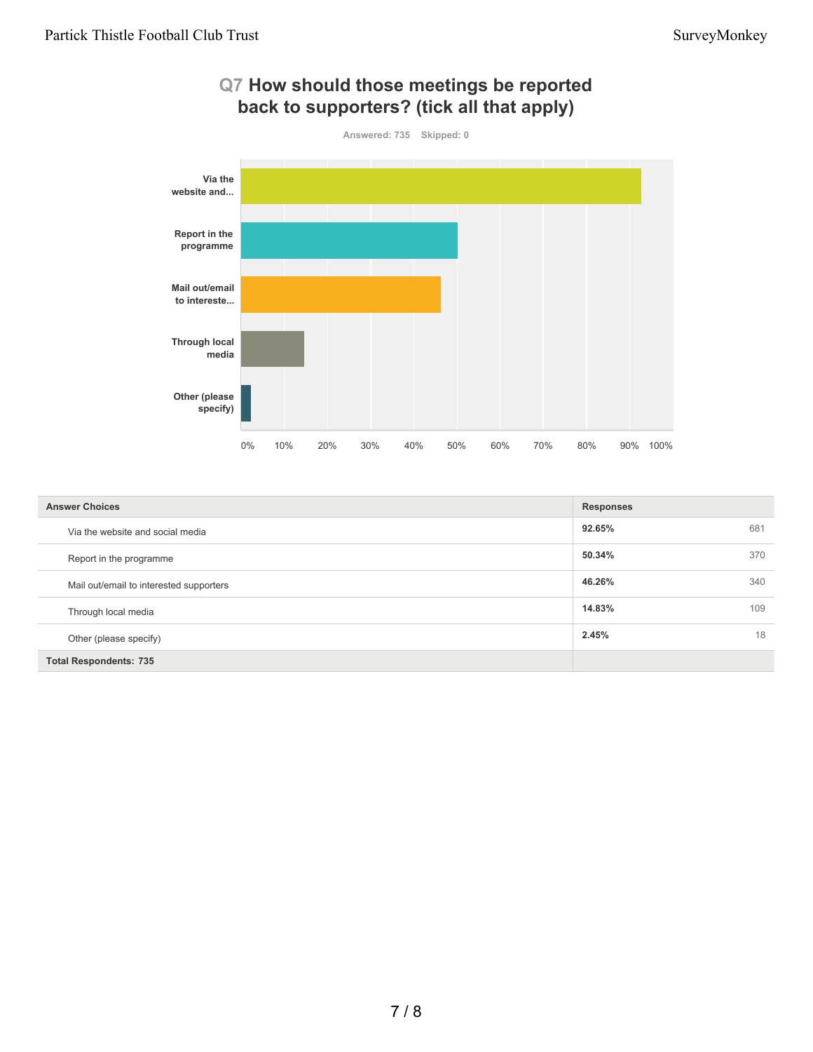## Q7 How should those meetings be reported back to supporters? (tick all that apply)

Answered: 735 Skipped: 0

| Answer Choices | Responses | |
|---|---|---|
| Via the website and social media | 92.65% | 681 |
| Report in the programme | 50.34% | 370 |
| Mail out/email to interested supporters | 46.26% | 340 |
| Through local media | 14.83% | 109 |
| Other (please specify) | 2.45% | 18 |
| **Total Respondents: 735** | | |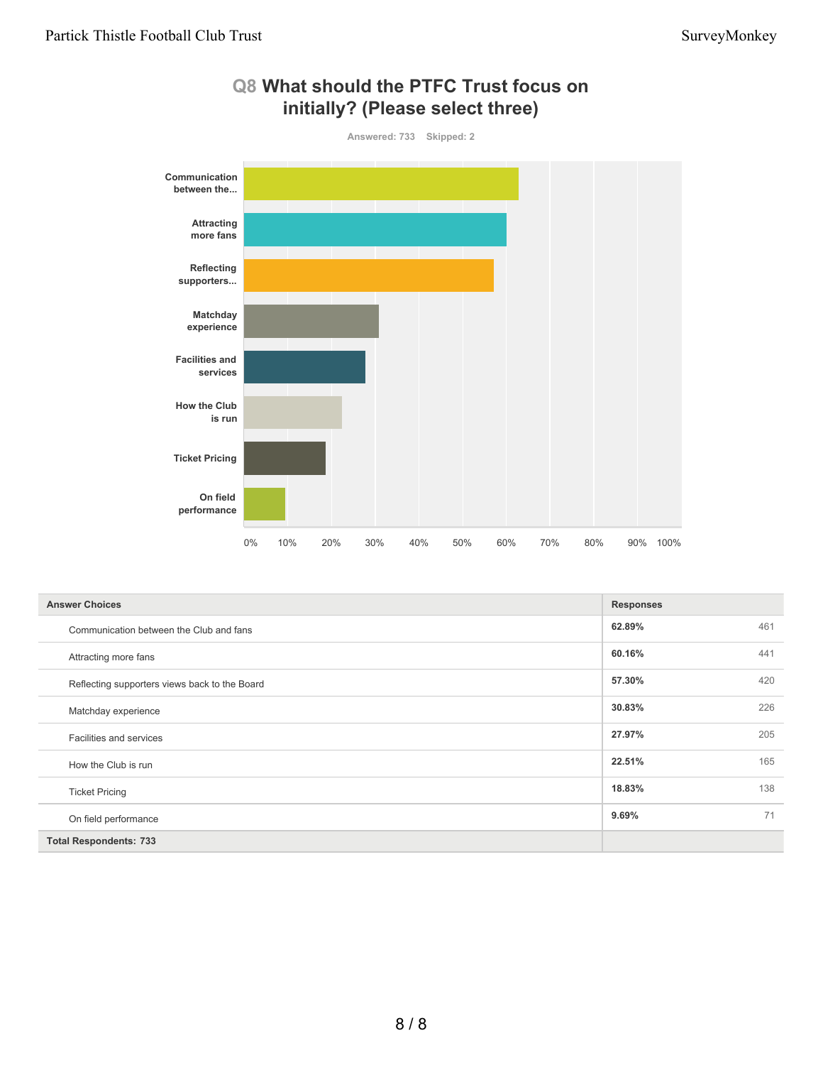## Q8 What should the PTFC Trust focus on initially? (Please select three)

Answered: 733 Skipped: 2

Communication between the...

Attracting more fans

Reflecting supporters...

Matchday experience

Facilities and services

How the Club is run

Ticket Pricing

On field performance

0% 10% 20% 30% 40% 50% 60% 70% 80% 90% 100%

| Answer Choices | Responses | |
|---|---|---|
| Communication between the Club and fans | 62.89% | 461 |
| Attracting more fans | 60.16% | 441 |
| Reflecting supporters views back to the Board | 57.30% | 420 |
| Matchday experience | 30.83% | 226 |
| Facilities and services | 27.97% | 205 |
| How the Club is run | 22.51% | 165 |
| Ticket Pricing | 18.83% | 138 |
| On field performance | 9.69% | 71 |
| **Total Respondents: 733** | | |